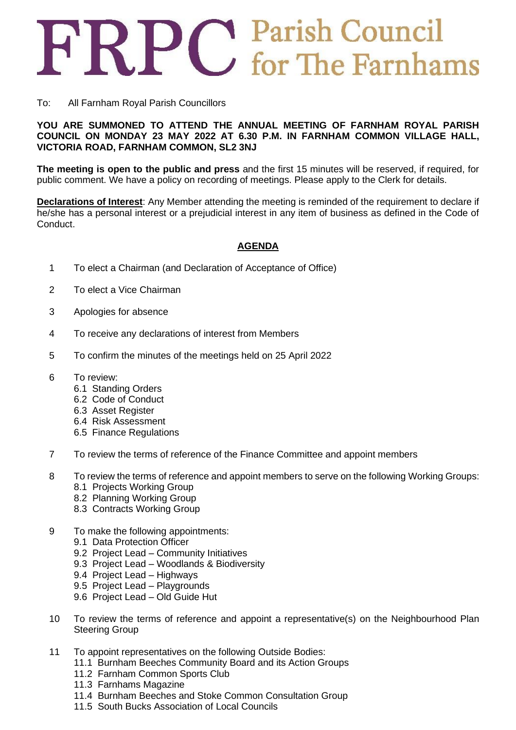# FRPC Parish Council for The Farnhams

To: All Farnham Royal Parish Councillors

**YOU ARE SUMMONED TO ATTEND THE ANNUAL MEETING OF FARNHAM ROYAL PARISH COUNCIL ON MONDAY 23 MAY 2022 AT 6.30 P.M. IN FARNHAM COMMON VILLAGE HALL, VICTORIA ROAD, FARNHAM COMMON, SL2 3NJ**

**The meeting is open to the public and press** and the first 15 minutes will be reserved, if required, for public comment. We have a policy on recording of meetings. Please apply to the Clerk for details.

**Declarations of Interest**: Any Member attending the meeting is reminded of the requirement to declare if he/she has a personal interest or a prejudicial interest in any item of business as defined in the Code of Conduct.

## AGENDA

1. To elect a Chairman (and Declaration of Acceptance of Office)

2. To elect a Vice Chairman

3. Apologies for absence

4. To receive any declarations of interest from Members

5. To confirm the minutes of the meetings held on 25 April 2022

6. To review:
   - 6.1 Standing Orders
   - 6.2 Code of Conduct
   - 6.3 Asset Register
   - 6.4 Risk Assessment
   - 6.5 Finance Regulations

7. To review the terms of reference of the Finance Committee and appoint members

8. To review the terms of reference and appoint members to serve on the following Working Groups:
   - 8.1 Projects Working Group
   - 8.2 Planning Working Group
   - 8.3 Contracts Working Group

9. To make the following appointments:
   - 9.1 Data Protection Officer
   - 9.2 Project Lead – Community Initiatives
   - 9.3 Project Lead – Woodlands & Biodiversity
   - 9.4 Project Lead – Highways
   - 9.5 Project Lead – Playgrounds
   - 9.6 Project Lead – Old Guide Hut

10. To review the terms of reference and appoint a representative(s) on the Neighbourhood Plan Steering Group

11. To appoint representatives on the following Outside Bodies:
    - 11.1 Burnham Beeches Community Board and its Action Groups
    - 11.2 Farnham Common Sports Club
    - 11.3 Farnhams Magazine
    - 11.4 Burnham Beeches and Stoke Common Consultation Group
    - 11.5 South Bucks Association of Local Councils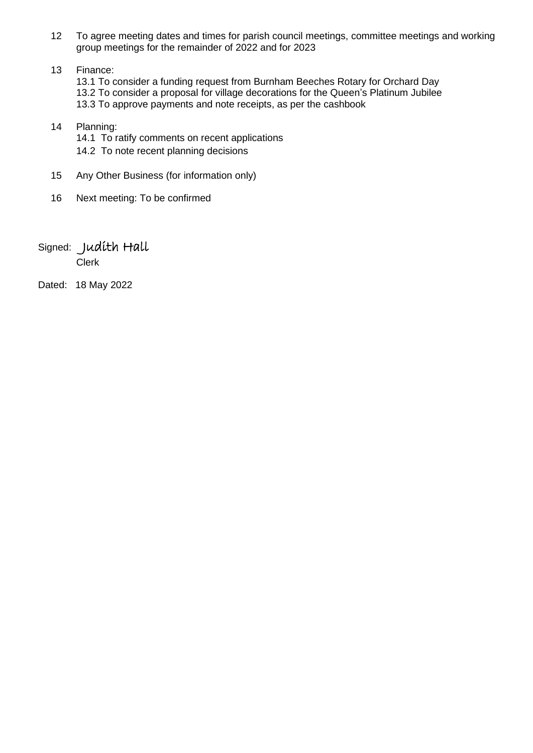12 To agree meeting dates and times for parish council meetings, committee meetings and working group meetings for the remainder of 2022 and for 2023

13 Finance:
   13.1 To consider a funding request from Burnham Beeches Rotary for Orchard Day
   13.2 To consider a proposal for village decorations for the Queen's Platinum Jubilee
   13.3 To approve payments and note receipts, as per the cashbook

14 Planning:
   14.1 To ratify comments on recent applications
   14.2 To note recent planning decisions

15 Any Other Business (for information only)

16 Next meeting: To be confirmed

Signed: Judith Hall
Clerk

Dated: 18 May 2022